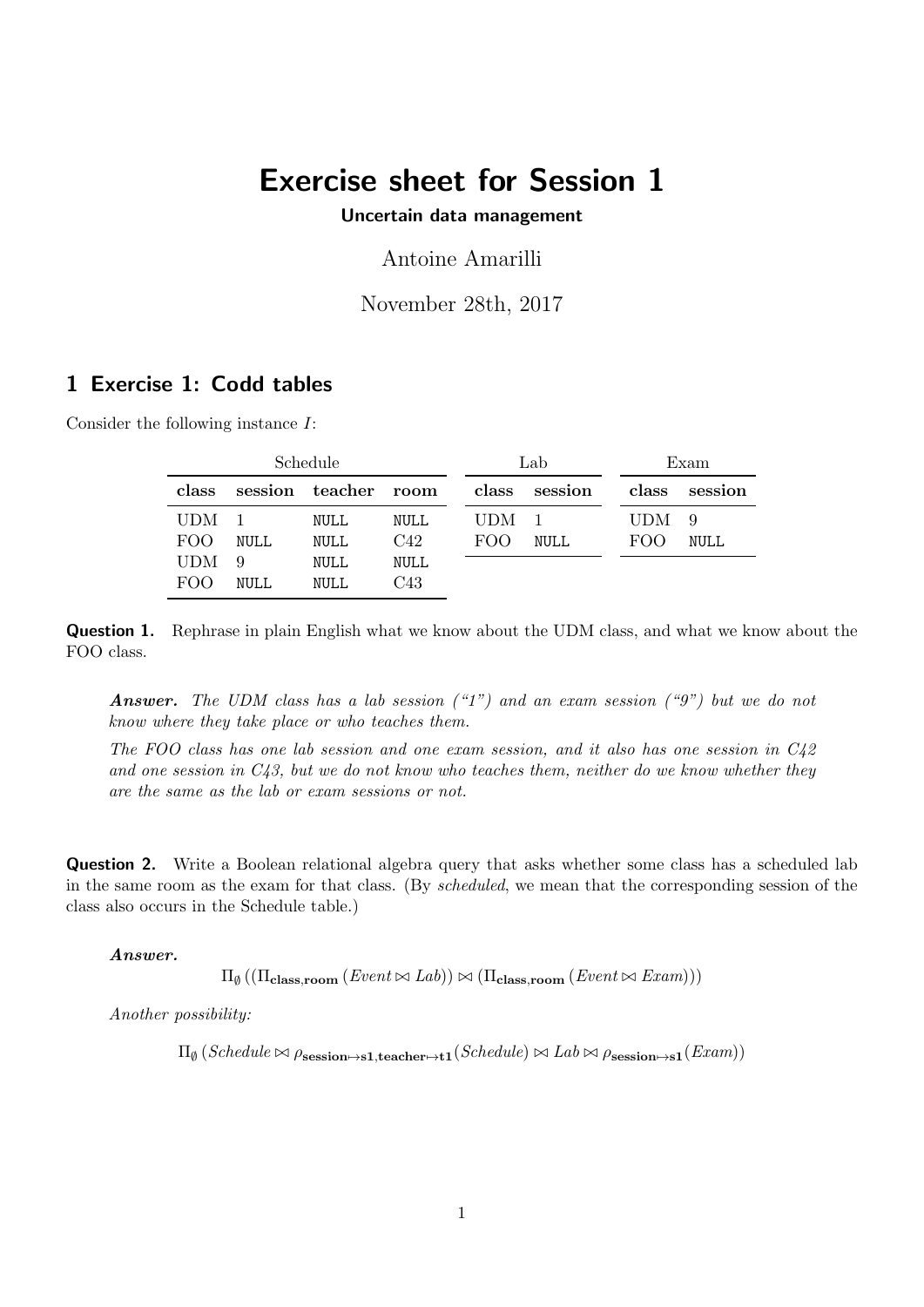# Exercise sheet for Session 1

**Uncertain data management**

Antoine Amarilli

November 28th, 2017

## 1 Exercise 1: Codd tables

Consider the following instance $I$:

Schedule

| class | session | teacher | room |
|---|---|---|---|
| UDM | 1 | NULL | NULL |
| FOO | NULL | NULL | C42 |
| UDM | 9 | NULL | NULL |
| FOO | NULL | NULL | C43 |

Lab

| class | session |
|---|---|
| UDM | 1 |
| FOO | NULL |

Exam

| class | session |
|---|---|
| UDM | 9 |
| FOO | NULL |

**Question 1.** Rephrase in plain English what we know about the UDM class, and what we know about the FOO class.

> ***Answer.*** *The UDM class has a lab session ("1") and an exam session ("9") but we do not know where they take place or who teaches them.*
>
> *The FOO class has one lab session and one exam session, and it also has one session in C42 and one session in C43, but we do not know who teaches them, neither do we know whether they are the same as the lab or exam sessions or not.*

**Question 2.** Write a Boolean relational algebra query that asks whether some class has a scheduled lab in the same room as the exam for that class. (By *scheduled*, we mean that the corresponding session of the class also occurs in the Schedule table.)

> ***Answer.***
>
> $$\Pi_{\emptyset}\left(\left(\Pi_{\mathbf{class},\mathbf{room}}\left(Event \bowtie Lab\right)\right) \bowtie \left(\Pi_{\mathbf{class},\mathbf{room}}\left(Event \bowtie Exam\right)\right)\right)$$
>
> *Another possibility:*
>
> $$\Pi_{\emptyset}\left(Schedule \bowtie \rho_{\mathbf{session}\mapsto\mathbf{s1},\mathbf{teacher}\mapsto\mathbf{t1}}(Schedule) \bowtie Lab \bowtie \rho_{\mathbf{session}\mapsto\mathbf{s1}}(Exam)\right)$$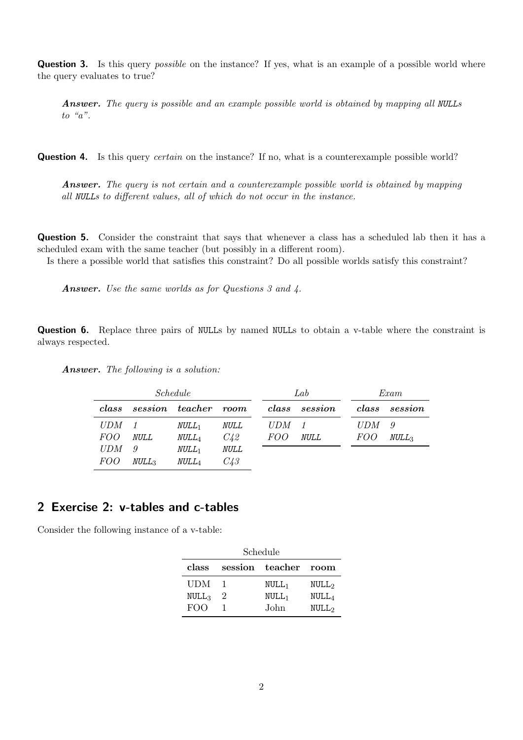**Question 3.** Is this query *possible* on the instance? If yes, what is an example of a possible world where the query evaluates to true?

> ***Answer.*** *The query is possible and an example possible world is obtained by mapping all* `NULL`*s to "a".*

**Question 4.** Is this query *certain* on the instance? If no, what is a counterexample possible world?

> ***Answer.*** *The query is not certain and a counterexample possible world is obtained by mapping all* `NULL`*s to different values, all of which do not occur in the instance.*

**Question 5.** Consider the constraint that says that whenever a class has a scheduled lab then it has a scheduled exam with the same teacher (but possibly in a different room).

Is there a possible world that satisfies this constraint? Do all possible worlds satisfy this constraint?

> ***Answer.*** *Use the same worlds as for Questions 3 and 4.*

**Question 6.** Replace three pairs of `NULL`s by named `NULL`s to obtain a v-table where the constraint is always respected.

> ***Answer.*** *The following is a solution:*

*Schedule*

| *class* | *session* | *teacher* | *room* |
|---|---|---|---|
| *UDM* | *1* | $NULL_1$ | *NULL* |
| *FOO* | *NULL* | $NULL_4$ | *C42* |
| *UDM* | *9* | $NULL_1$ | *NULL* |
| *FOO* | $NULL_3$ | $NULL_4$ | *C43* |

*Lab*

| *class* | *session* |
|---|---|
| *UDM* | *1* |
| *FOO* | *NULL* |

*Exam*

| *class* | *session* |
|---|---|
| *UDM* | *9* |
| *FOO* | $NULL_3$ |

## 2 Exercise 2: v-tables and c-tables

Consider the following instance of a v-table:

Schedule

| class | session | teacher | room |
|---|---|---|---|
| UDM | 1 | $NULL_1$ | $NULL_2$ |
| $NULL_3$ | 2 | $NULL_1$ | $NULL_4$ |
| FOO | 1 | John | $NULL_2$ |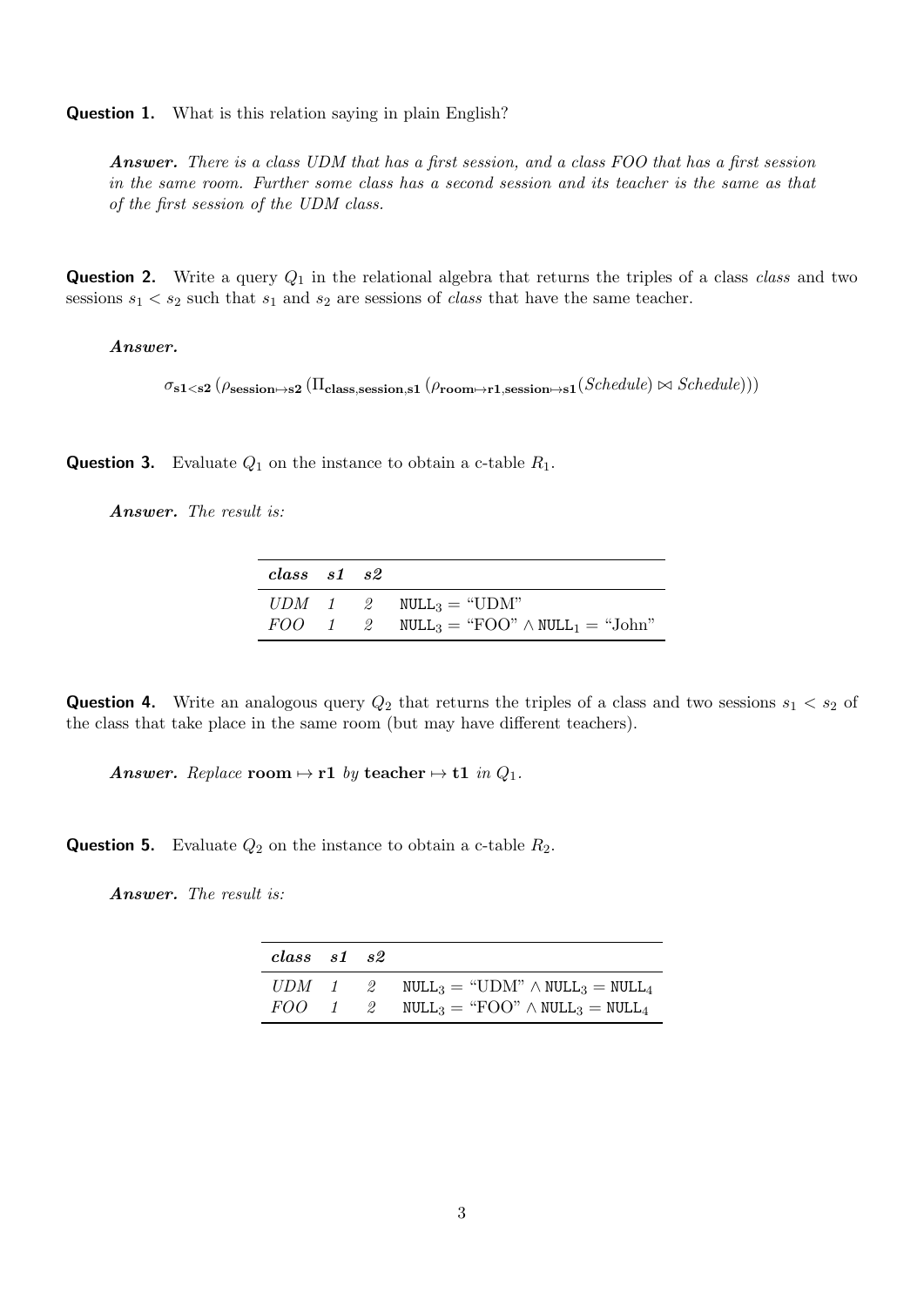**Question 1.** What is this relation saying in plain English?

> ***Answer.*** *There is a class UDM that has a first session, and a class FOO that has a first session in the same room. Further some class has a second session and its teacher is the same as that of the first session of the UDM class.*

**Question 2.** Write a query $Q_1$ in the relational algebra that returns the triples of a class *class* and two sessions $s_1 < s_2$ such that $s_1$ and $s_2$ are sessions of *class* that have the same teacher.

> ***Answer.***

$$\sigma_{\mathbf{s1<s2}}\left(\rho_{\mathbf{session}\mapsto\mathbf{s2}}\left(\Pi_{\mathbf{class},\mathbf{session},\mathbf{s1}}\left(\rho_{\mathbf{room}\mapsto\mathbf{r1},\mathbf{session}\mapsto\mathbf{s1}}(\mathit{Schedule}) \bowtie \mathit{Schedule}\right)\right)\right)$$

**Question 3.** Evaluate $Q_1$ on the instance to obtain a c-table $R_1$.

> ***Answer.*** *The result is:*

| *class* | *s1* | *s2* | |
|---|---|---|---|
| *UDM* | *1* | *2* | $\texttt{NULL}_3 = \text{“UDM”}$ |
| *FOO* | *1* | *2* | $\texttt{NULL}_3 = \text{“FOO”} \wedge \texttt{NULL}_1 = \text{“John”}$ |

**Question 4.** Write an analogous query $Q_2$ that returns the triples of a class and two sessions $s_1 < s_2$ of the class that take place in the same room (but may have different teachers).

> ***Answer.*** *Replace* $\mathbf{room} \mapsto \mathbf{r1}$ *by* $\mathbf{teacher} \mapsto \mathbf{t1}$ *in* $Q_1$.

**Question 5.** Evaluate $Q_2$ on the instance to obtain a c-table $R_2$.

> ***Answer.*** *The result is:*

| *class* | *s1* | *s2* | |
|---|---|---|---|
| *UDM* | *1* | *2* | $\texttt{NULL}_3 = \text{“UDM”} \wedge \texttt{NULL}_3 = \texttt{NULL}_4$ |
| *FOO* | *1* | *2* | $\texttt{NULL}_3 = \text{“FOO”} \wedge \texttt{NULL}_3 = \texttt{NULL}_4$ |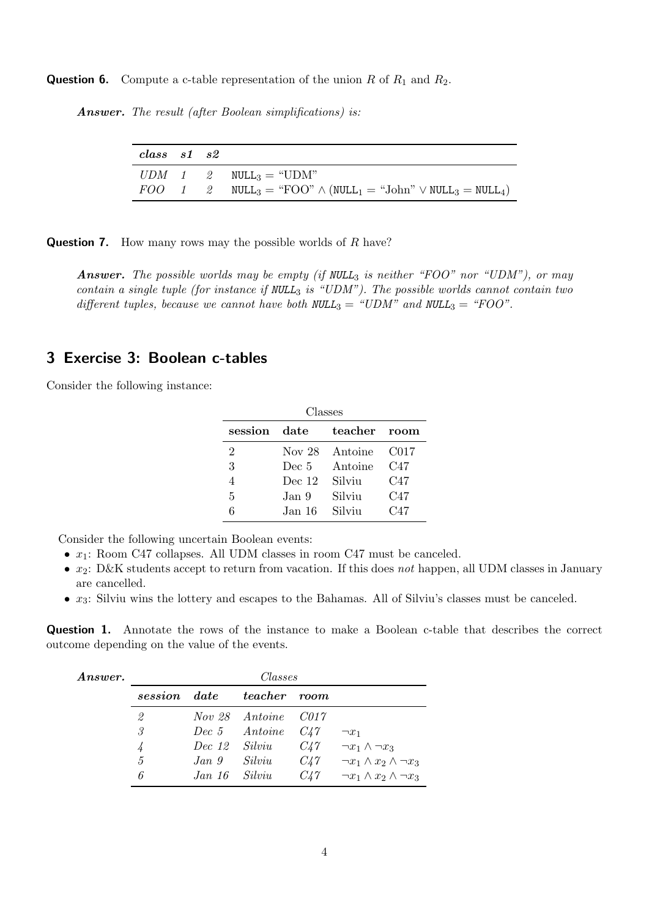**Question 6.** Compute a c-table representation of the union $R$ of $R_1$ and $R_2$.

***Answer.*** *The result (after Boolean simplifications) is:*

| *class* | *s1* | *s2* | |
|---|---|---|---|
| *UDM* | *1* | *2* | $\texttt{NULL}_3 = \text{“UDM”}$ |
| *FOO* | *1* | *2* | $\texttt{NULL}_3 = \text{“FOO”} \wedge (\texttt{NULL}_1 = \text{“John”} \vee \texttt{NULL}_3 = \texttt{NULL}_4)$ |

**Question 7.** How many rows may the possible worlds of $R$ have?

***Answer.*** *The possible worlds may be empty (if $\texttt{NULL}_3$ is neither “FOO” nor “UDM”), or may contain a single tuple (for instance if $\texttt{NULL}_3$ is “UDM”). The possible worlds cannot contain two different tuples, because we cannot have both $\texttt{NULL}_3 =$ “UDM” and $\texttt{NULL}_3 =$ “FOO”.*

## 3 Exercise 3: Boolean c-tables

Consider the following instance:

Classes

| session | date | teacher | room |
|---|---|---|---|
| 2 | Nov 28 | Antoine | C017 |
| 3 | Dec 5 | Antoine | C47 |
| 4 | Dec 12 | Silviu | C47 |
| 5 | Jan 9 | Silviu | C47 |
| 6 | Jan 16 | Silviu | C47 |

Consider the following uncertain Boolean events:

- $x_1$: Room C47 collapses. All UDM classes in room C47 must be canceled.
- $x_2$: D&K students accept to return from vacation. If this does *not* happen, all UDM classes in January are cancelled.
- $x_3$: Silviu wins the lottery and escapes to the Bahamas. All of Silviu's classes must be canceled.

**Question 1.** Annotate the rows of the instance to make a Boolean c-table that describes the correct outcome depending on the value of the events.

***Answer.***

*Classes*

| *session* | *date* | *teacher* | *room* | |
|---|---|---|---|---|
| *2* | *Nov 28* | *Antoine* | *C017* | |
| *3* | *Dec 5* | *Antoine* | *C47* | $\neg x_1$ |
| *4* | *Dec 12* | *Silviu* | *C47* | $\neg x_1 \wedge \neg x_3$ |
| *5* | *Jan 9* | *Silviu* | *C47* | $\neg x_1 \wedge x_2 \wedge \neg x_3$ |
| *6* | *Jan 16* | *Silviu* | *C47* | $\neg x_1 \wedge x_2 \wedge \neg x_3$ |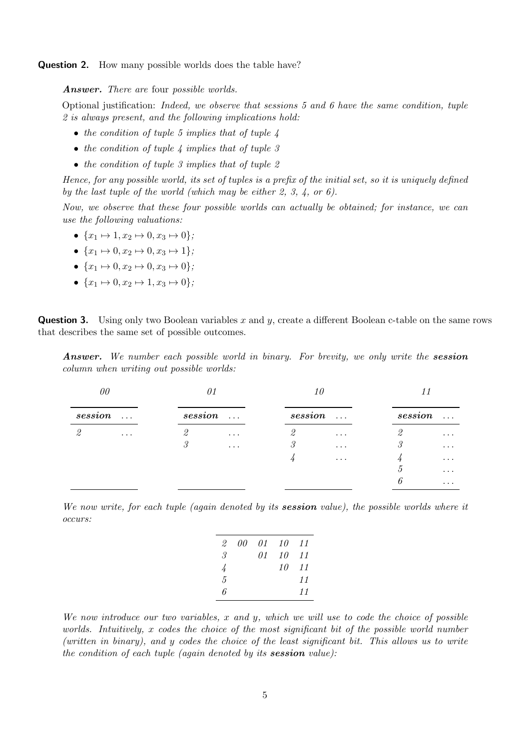**Question 2.** How many possible worlds does the table have?

***Answer.*** *There are* four *possible worlds.*

Optional justification: *Indeed, we observe that sessions 5 and 6 have the same condition, tuple 2 is always present, and the following implications hold:*

- *the condition of tuple 5 implies that of tuple 4*
- *the condition of tuple 4 implies that of tuple 3*
- *the condition of tuple 3 implies that of tuple 2*

*Hence, for any possible world, its set of tuples is a prefix of the initial set, so it is uniquely defined by the last tuple of the world (which may be either 2, 3, 4, or 6).*

*Now, we observe that these four possible worlds can actually be obtained; for instance, we can use the following valuations:*

- $\{x_1 \mapsto 1, x_2 \mapsto 0, x_3 \mapsto 0\}$;
- $\{x_1 \mapsto 0, x_2 \mapsto 0, x_3 \mapsto 1\}$;
- $\{x_1 \mapsto 0, x_2 \mapsto 0, x_3 \mapsto 0\}$;
- $\{x_1 \mapsto 0, x_2 \mapsto 1, x_3 \mapsto 0\}$;

**Question 3.** Using only two Boolean variables $x$ and $y$, create a different Boolean c-table on the same rows that describes the same set of possible outcomes.

***Answer.*** *We number each possible world in binary. For brevity, we only write the* ***session*** *column when writing out possible worlds:*

*00*

| ***session*** | ... |
|---|---|
| 2 | ... |

*01*

| ***session*** | ... |
|---|---|
| 2 | ... |
| 3 | ... |

*10*

| ***session*** | ... |
|---|---|
| 2 | ... |
| 3 | ... |
| 4 | ... |

*11*

| ***session*** | ... |
|---|---|
| 2 | ... |
| 3 | ... |
| 4 | ... |
| 5 | ... |
| 6 | ... |

*We now write, for each tuple (again denoted by its* ***session*** *value), the possible worlds where it occurs:*

| | | | | |
|---|---|---|---|---|
| 2 | 00 | 01 | 10 | 11 |
| 3 | | 01 | 10 | 11 |
| 4 | | | 10 | 11 |
| 5 | | | | 11 |
| 6 | | | | 11 |

*We now introduce our two variables, $x$ and $y$, which we will use to code the choice of possible worlds. Intuitively, $x$ codes the choice of the most significant bit of the possible world number (written in binary), and $y$ codes the choice of the least significant bit. This allows us to write the condition of each tuple (again denoted by its* ***session*** *value):*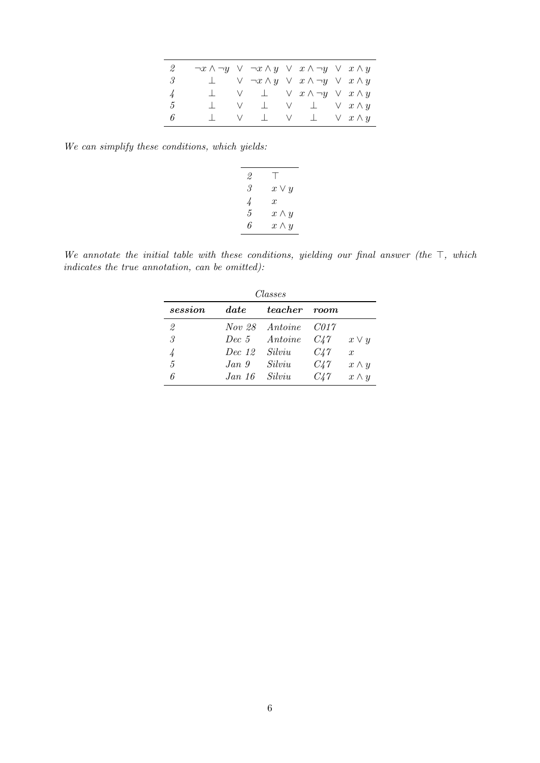| | | | | | | | |
|---|---|---|---|---|---|---|---|
| *2* | $\neg x \wedge \neg y$ | $\vee$ | $\neg x \wedge y$ | $\vee$ | $x \wedge \neg y$ | $\vee$ | $x \wedge y$ |
| *3* | $\bot$ | $\vee$ | $\neg x \wedge y$ | $\vee$ | $x \wedge \neg y$ | $\vee$ | $x \wedge y$ |
| *4* | $\bot$ | $\vee$ | $\bot$ | $\vee$ | $x \wedge \neg y$ | $\vee$ | $x \wedge y$ |
| *5* | $\bot$ | $\vee$ | $\bot$ | $\vee$ | $\bot$ | $\vee$ | $x \wedge y$ |
| *6* | $\bot$ | $\vee$ | $\bot$ | $\vee$ | $\bot$ | $\vee$ | $x \wedge y$ |

*We can simplify these conditions, which yields:*

| | |
|---|---|
| *2* | $\top$ |
| *3* | $x \vee y$ |
| *4* | $x$ |
| *5* | $x \wedge y$ |
| *6* | $x \wedge y$ |

*We annotate the initial table with these conditions, yielding our final answer (the $\top$, which indicates the true annotation, can be omitted):*

*Classes*

| ***session*** | ***date*** | ***teacher*** | ***room*** | |
|---|---|---|---|---|
| *2* | *Nov 28* | *Antoine* | *C017* | |
| *3* | *Dec 5* | *Antoine* | *C47* | $x \vee y$ |
| *4* | *Dec 12* | *Silviu* | *C47* | $x$ |
| *5* | *Jan 9* | *Silviu* | *C47* | $x \wedge y$ |
| *6* | *Jan 16* | *Silviu* | *C47* | $x \wedge y$ |